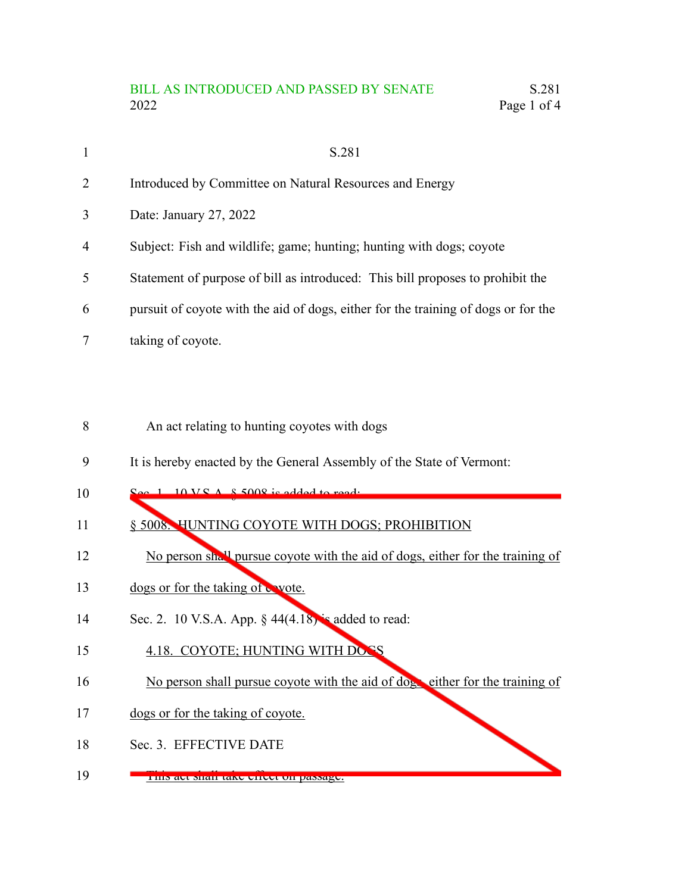S.281

Introduced by Committee on Natural Resources and Energy

Date: January 27, 2022

Subject: Fish and wildlife; game; hunting; hunting with dogs; coyote

Statement of purpose of bill as introduced: This bill proposes to prohibit the pursuit of coyote with the aid of dogs, either for the training of dogs or for the taking of coyote.

An act relating to hunting coyotes with dogs

It is hereby enacted by the General Assembly of the State of Vermont:

Sec. 1. 10 V.S.A. § 5008 is added to read:

§ 5008. HUNTING COYOTE WITH DOGS; PROHIBITION

No person shall pursue coyote with the aid of dogs, either for the training of dogs or for the taking of coyote.

Sec. 2. 10 V.S.A. App. § 44(4.18) is added to read:

4.18. COYOTE; HUNTING WITH DOGS

No person shall pursue coyote with the aid of dogs, either for the training of dogs or for the taking of coyote.

Sec. 3. EFFECTIVE DATE

This act shall take effect on passage.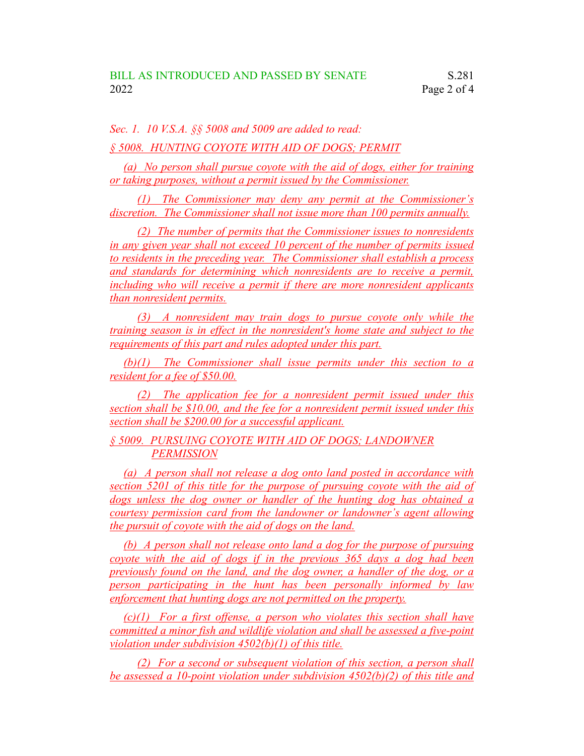*Sec. 1. 10 V.S.A. §§ 5008 and 5009 are added to read:*

*§ 5008. HUNTING COYOTE WITH AID OF DOGS; PERMIT*

*(a) No person shall pursue coyote with the aid of dogs, either for training or taking purposes, without a permit issued by the Commissioner.*

*(1) The Commissioner may deny any permit at the Commissioner's discretion. The Commissioner shall not issue more than 100 permits annually.*

*(2) The number of permits that the Commissioner issues to nonresidents in any given year shall not exceed 10 percent of the number of permits issued to residents in the preceding year. The Commissioner shall establish a process and standards for determining which nonresidents are to receive a permit, including who will receive a permit if there are more nonresident applicants than nonresident permits.*

*(3) A nonresident may train dogs to pursue coyote only while the training season is in effect in the nonresident's home state and subject to the requirements of this part and rules adopted under this part.*

*(b)(1) The Commissioner shall issue permits under this section to a resident for a fee of $50.00.*

*(2) The application fee for a nonresident permit issued under this section shall be $10.00, and the fee for a nonresident permit issued under this section shall be $200.00 for a successful applicant.*

*§ 5009. PURSUING COYOTE WITH AID OF DOGS; LANDOWNER PERMISSION*

*(a) A person shall not release a dog onto land posted in accordance with section 5201 of this title for the purpose of pursuing coyote with the aid of dogs unless the dog owner or handler of the hunting dog has obtained a courtesy permission card from the landowner or landowner's agent allowing the pursuit of coyote with the aid of dogs on the land.*

*(b) A person shall not release onto land a dog for the purpose of pursuing coyote with the aid of dogs if in the previous 365 days a dog had been previously found on the land, and the dog owner, a handler of the dog, or a person participating in the hunt has been personally informed by law enforcement that hunting dogs are not permitted on the property.*

*(c)(1) For a first offense, a person who violates this section shall have committed a minor fish and wildlife violation and shall be assessed a five-point violation under subdivision 4502(b)(1) of this title.*

*(2) For a second or subsequent violation of this section, a person shall be assessed a 10-point violation under subdivision 4502(b)(2) of this title and*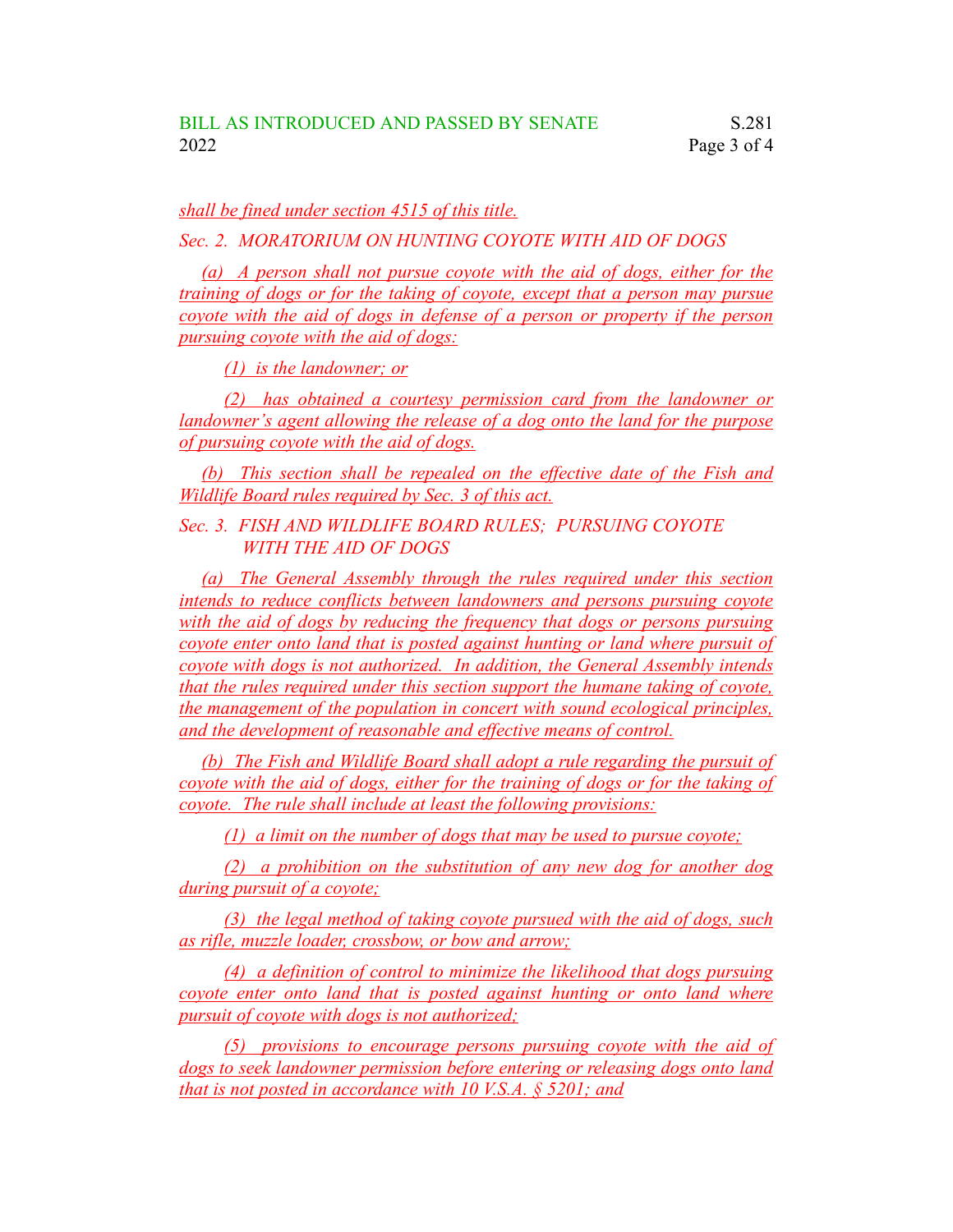*shall be fined under section 4515 of this title.*

*Sec. 2. MORATORIUM ON HUNTING COYOTE WITH AID OF DOGS*

*(a) A person shall not pursue coyote with the aid of dogs, either for the training of dogs or for the taking of coyote, except that a person may pursue coyote with the aid of dogs in defense of a person or property if the person pursuing coyote with the aid of dogs:*

*(1) is the landowner; or*

*(2) has obtained a courtesy permission card from the landowner or landowner's agent allowing the release of a dog onto the land for the purpose of pursuing coyote with the aid of dogs.*

*(b) This section shall be repealed on the effective date of the Fish and Wildlife Board rules required by Sec. 3 of this act.*

*Sec. 3. FISH AND WILDLIFE BOARD RULES; PURSUING COYOTE WITH THE AID OF DOGS*

*(a) The General Assembly through the rules required under this section intends to reduce conflicts between landowners and persons pursuing coyote with the aid of dogs by reducing the frequency that dogs or persons pursuing coyote enter onto land that is posted against hunting or land where pursuit of coyote with dogs is not authorized. In addition, the General Assembly intends that the rules required under this section support the humane taking of coyote, the management of the population in concert with sound ecological principles, and the development of reasonable and effective means of control.*

*(b) The Fish and Wildlife Board shall adopt a rule regarding the pursuit of coyote with the aid of dogs, either for the training of dogs or for the taking of coyote. The rule shall include at least the following provisions:*

*(1) a limit on the number of dogs that may be used to pursue coyote;*

*(2) a prohibition on the substitution of any new dog for another dog during pursuit of a coyote;*

*(3) the legal method of taking coyote pursued with the aid of dogs, such as rifle, muzzle loader, crossbow, or bow and arrow;*

*(4) a definition of control to minimize the likelihood that dogs pursuing coyote enter onto land that is posted against hunting or onto land where pursuit of coyote with dogs is not authorized;*

*(5) provisions to encourage persons pursuing coyote with the aid of dogs to seek landowner permission before entering or releasing dogs onto land that is not posted in accordance with 10 V.S.A. § 5201; and*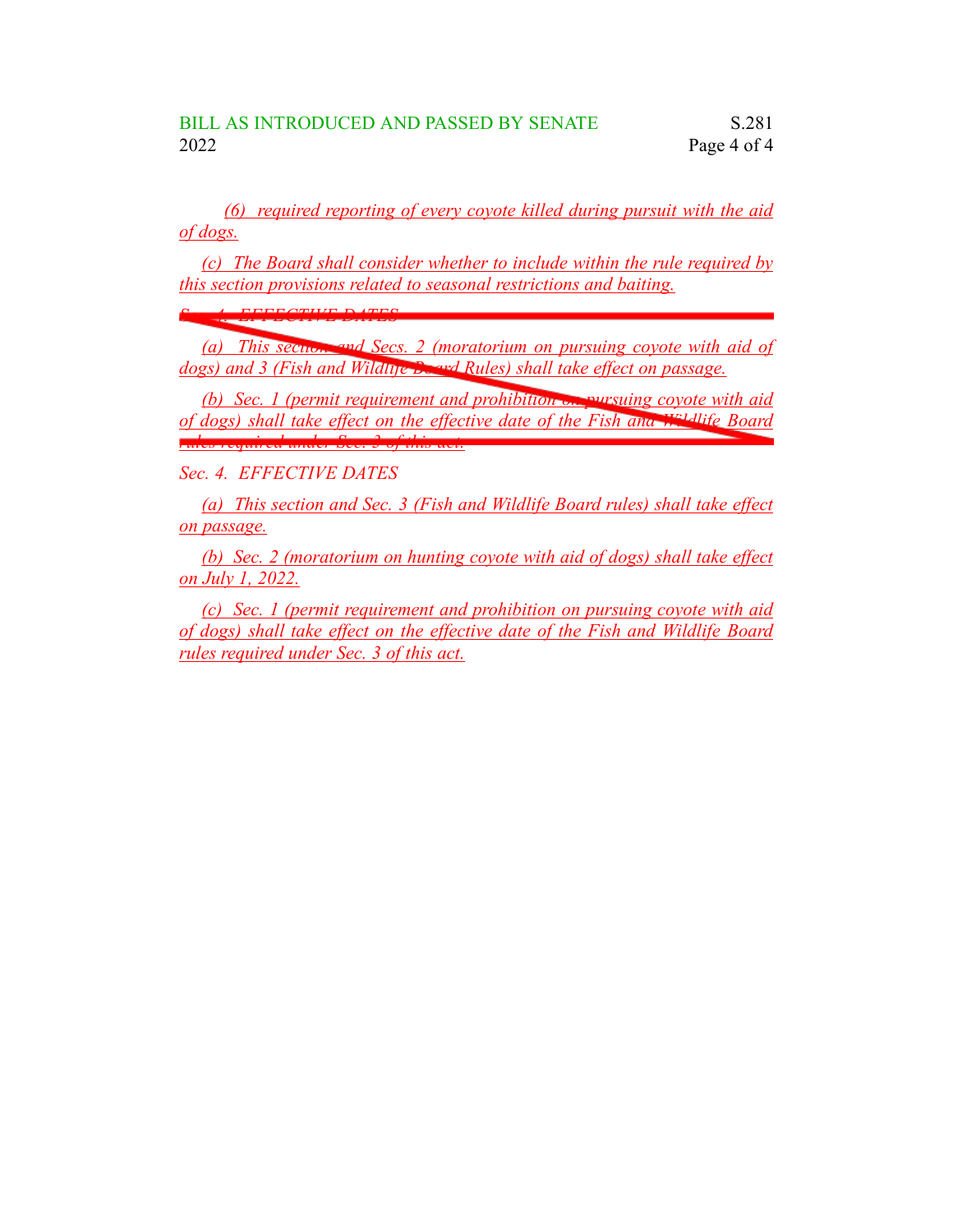*(6) required reporting of every coyote killed during pursuit with the aid of dogs.*

*(c) The Board shall consider whether to include within the rule required by this section provisions related to seasonal restrictions and baiting.*

~~*Sec. 4. EFFECTIVE DATES*~~

~~*(a) This section and Secs. 2 (moratorium on pursuing coyote with aid of dogs) and 3 (Fish and Wildlife Board Rules) shall take effect on passage.*~~

~~*(b) Sec. 1 (permit requirement and prohibition on pursuing coyote with aid of dogs) shall take effect on the effective date of the Fish and Wildlife Board rules required under Sec. 3 of this act.*~~

*Sec. 4. EFFECTIVE DATES*

*(a) This section and Sec. 3 (Fish and Wildlife Board rules) shall take effect on passage.*

*(b) Sec. 2 (moratorium on hunting coyote with aid of dogs) shall take effect on July 1, 2022.*

*(c) Sec. 1 (permit requirement and prohibition on pursuing coyote with aid of dogs) shall take effect on the effective date of the Fish and Wildlife Board rules required under Sec. 3 of this act.*